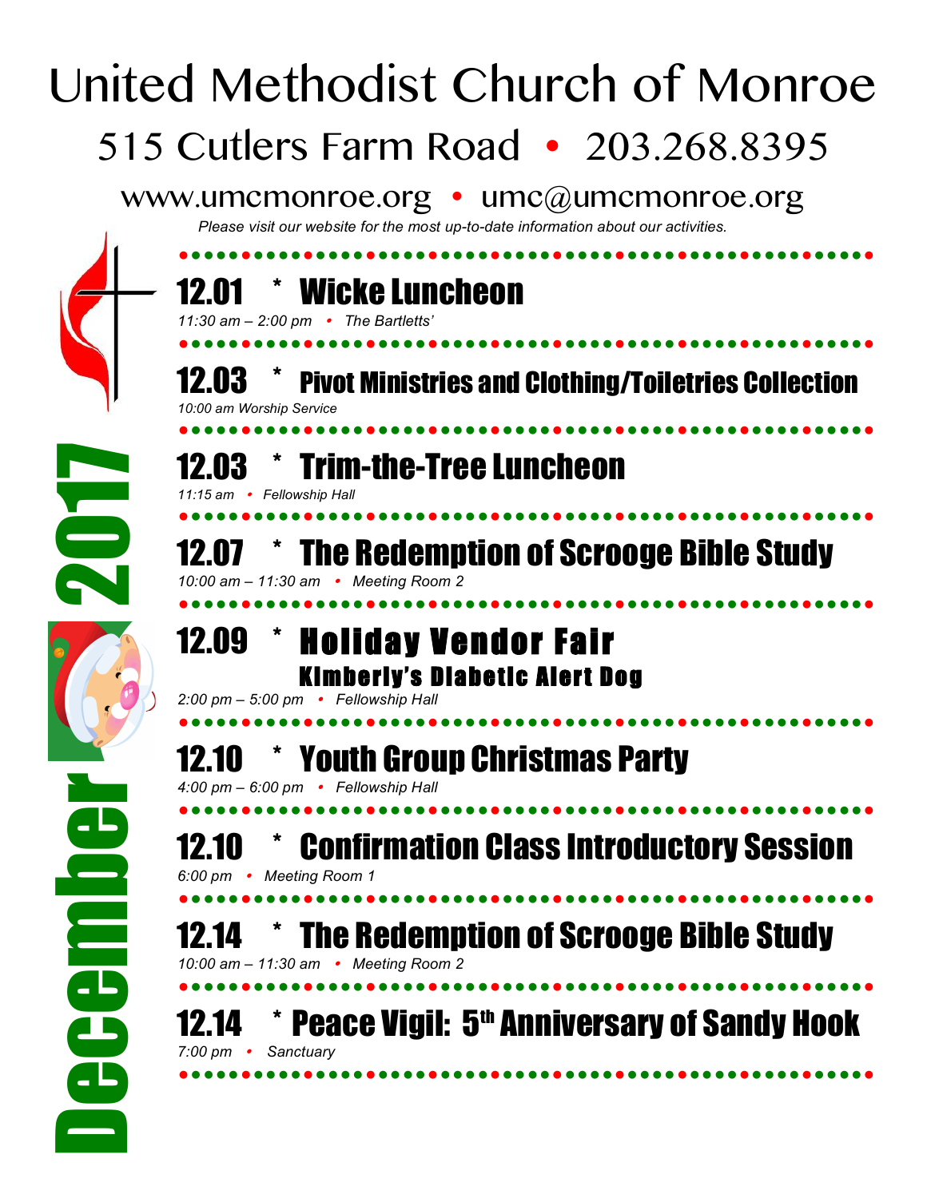# United Methodist Church of Monroe

## 515 Cutlers Farm Road • 203.268.8395

www.umcmonroe.org • umc@umcmonroe.org

*Please visit our website for the most up-to-date information about our activities.*

December 2017

## 12.01 * Wicke Luncheon

*11:30 am – 2:00 pm • The Bartletts'*

## 12.03 * Pivot Ministries and Clothing/Toiletries Collection

*10:00 am Worship Service*

## 12.03 * Trim-the-Tree Luncheon

*11:15 am • Fellowship Hall*

## 12.07 * The Redemption of Scrooge Bible Study

*10:00 am – 11:30 am • Meeting Room 2*

## 12.09 * Holiday Vendor Fair

### Kimberly's Diabetic Alert Dog

*2:00 pm – 5:00 pm • Fellowship Hall*

## 12.10 * Youth Group Christmas Party

*4:00 pm – 6:00 pm • Fellowship Hall*

## 12.10 * Confirmation Class Introductory Session

*6:00 pm • Meeting Room 1*

## 12.14 * The Redemption of Scrooge Bible Study

*10:00 am – 11:30 am • Meeting Room 2*

## 12.14 * Peace Vigil: 5th Anniversary of Sandy Hook

*7:00 pm • Sanctuary*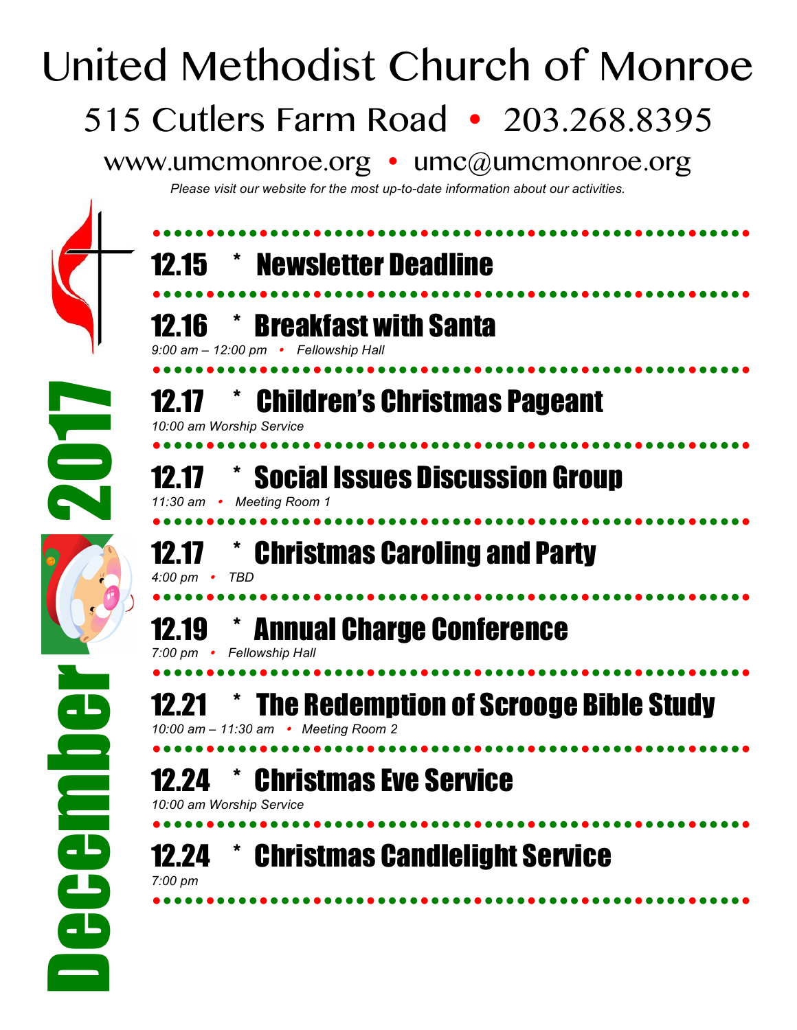# United Methodist Church of Monroe

515 Cutlers Farm Road • 203.268.8395

www.umcmonroe.org • umc@umcmonroe.org

*Please visit our website for the most up-to-date information about our activities.*

**December 2017**

## 12.15 * Newsletter Deadline

## 12.16 * Breakfast with Santa

*9:00 am – 12:00 pm • Fellowship Hall*

## 12.17 * Children's Christmas Pageant

*10:00 am Worship Service*

## 12.17 * Social Issues Discussion Group

*11:30 am • Meeting Room 1*

## 12.17 * Christmas Caroling and Party

*4:00 pm • TBD*

## 12.19 * Annual Charge Conference

*7:00 pm • Fellowship Hall*

## 12.21 * The Redemption of Scrooge Bible Study

*10:00 am – 11:30 am • Meeting Room 2*

## 12.24 * Christmas Eve Service

*10:00 am Worship Service*

## 12.24 * Christmas Candlelight Service

*7:00 pm*